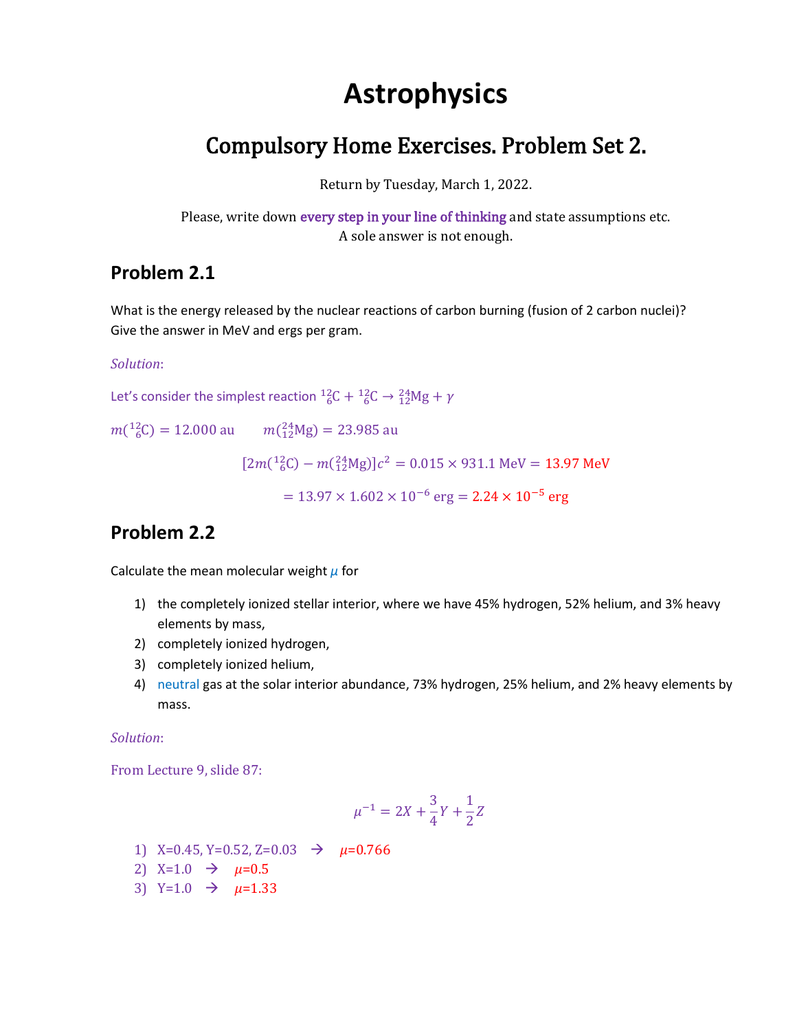# Astrophysics

## Compulsory Home Exercises. Problem Set 2.

Return by Tuesday, March 1, 2022.

Please, write down every step in your line of thinking and state assumptions etc.
A sole answer is not enough.

## Problem 2.1

What is the energy released by the nuclear reactions of carbon burning (fusion of 2 carbon nuclei)? Give the answer in MeV and ergs per gram.

*Solution*:

Let's consider the simplest reaction ${}^{12}_{6}\mathrm{C} + {}^{12}_{6}\mathrm{C} \rightarrow {}^{24}_{12}\mathrm{Mg} + \gamma$

$m({}^{12}_{6}\mathrm{C}) = 12.000$ au $\qquad m({}^{24}_{12}\mathrm{Mg}) = 23.985$ au

$$[2m({}^{12}_{6}\mathrm{C}) - m({}^{24}_{12}\mathrm{Mg})]c^2 = 0.015 \times 931.1 \text{ MeV} = 13.97 \text{ MeV}$$

$$= 13.97 \times 1.602 \times 10^{-6} \text{ erg} = 2.24 \times 10^{-5} \text{ erg}$$

## Problem 2.2

Calculate the mean molecular weight $\mu$ for

1) the completely ionized stellar interior, where we have 45% hydrogen, 52% helium, and 3% heavy elements by mass,
2) completely ionized hydrogen,
3) completely ionized helium,
4) neutral gas at the solar interior abundance, 73% hydrogen, 25% helium, and 2% heavy elements by mass.

*Solution*:

From Lecture 9, slide 87:

$$\mu^{-1} = 2X + \frac{3}{4}Y + \frac{1}{2}Z$$

1) X=0.45, Y=0.52, Z=0.03 → $\mu$=0.766
2) X=1.0 → $\mu$=0.5
3) Y=1.0 → $\mu$=1.33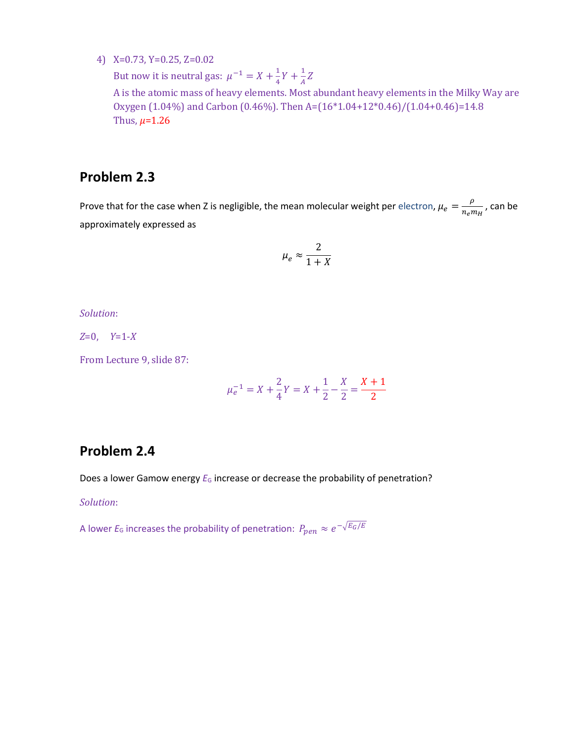4) X=0.73, Y=0.25, Z=0.02

   But now it is neutral gas: $\mu^{-1} = X + \frac{1}{4}Y + \frac{1}{A}Z$

   A is the atomic mass of heavy elements. Most abundant heavy elements in the Milky Way are Oxygen (1.04%) and Carbon (0.46%). Then A=(16*1.04+12*0.46)/(1.04+0.46)=14.8

   Thus, $\mu$=1.26

## Problem 2.3

Prove that for the case when Z is negligible, the mean molecular weight per electron, $\mu_e = \frac{\rho}{n_e m_H}$, can be approximately expressed as

$$\mu_e \approx \frac{2}{1+X}$$

*Solution*:

$Z$=0, $Y$=1-$X$

From Lecture 9, slide 87:

$$\mu_e^{-1} = X + \frac{2}{4}Y = X + \frac{1}{2} - \frac{X}{2} = \frac{X+1}{2}$$

## Problem 2.4

Does a lower Gamow energy $E_G$ increase or decrease the probability of penetration?

*Solution*:

A lower $E_G$ increases the probability of penetration: $P_{pen} \approx e^{-\sqrt{E_G/E}}$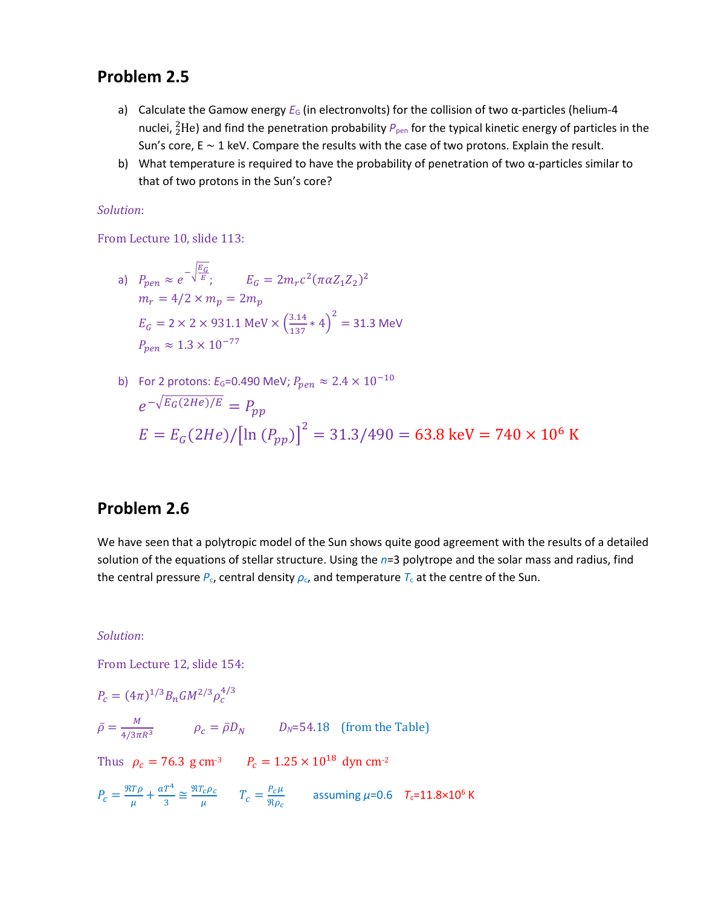## Problem 2.5

a) Calculate the Gamow energy $E_G$ (in electronvolts) for the collision of two α-particles (helium-4 nuclei, ${}^2_2\mathrm{He}$) and find the penetration probability $P_{pen}$ for the typical kinetic energy of particles in the Sun's core, E ~ 1 keV. Compare the results with the case of two protons. Explain the result.

b) What temperature is required to have the probability of penetration of two α-particles similar to that of two protons in the Sun's core?

*Solution*:

From Lecture 10, slide 113:

a) $P_{pen} \approx e^{-\sqrt{\frac{E_G}{E}}}$; $\qquad E_G = 2m_r c^2(\pi\alpha Z_1 Z_2)^2$

$m_r = 4/2 \times m_p = 2m_p$

$E_G = 2 \times 2 \times 931.1 \text{ MeV} \times \left(\frac{3.14}{137} * 4\right)^2 = 31.3 \text{ MeV}$

$P_{pen} \approx 1.3 \times 10^{-77}$

b) For 2 protons: $E_G$=0.490 MeV; $P_{pen} \approx 2.4 \times 10^{-10}$

$$e^{-\sqrt{E_G(2He)/E}} = P_{pp}$$

$$E = E_G(2He)/\left[\ln\left(P_{pp}\right)\right]^2 = 31.3/490 = 63.8 \text{ keV} = 740 \times 10^6 \text{ K}$$

## Problem 2.6

We have seen that a polytropic model of the Sun shows quite good agreement with the results of a detailed solution of the equations of stellar structure. Using the $n$=3 polytrope and the solar mass and radius, find the central pressure $P_c$, central density $\rho_c$, and temperature $T_c$ at the centre of the Sun.

*Solution*:

From Lecture 12, slide 154:

$$P_c = (4\pi)^{1/3} B_n G M^{2/3} \rho_c^{4/3}$$

$\bar{\rho} = \frac{M}{4/3\pi R^3} \qquad \rho_c = \bar{\rho} D_N \qquad D_N$=54.18 (from the Table)

Thus $\rho_c = 76.3$ g cm$^{-3}$ $\qquad P_c = 1.25 \times 10^{18}$ dyn cm$^{-2}$

$P_c = \frac{\Re T \rho}{\mu} + \frac{aT^4}{3} \cong \frac{\Re T_c \rho_c}{\mu} \qquad T_c = \frac{P_c \mu}{\Re \rho_c} \qquad$ assuming $\mu$=0.6 $\quad T_c$=11.8×10$^6$ K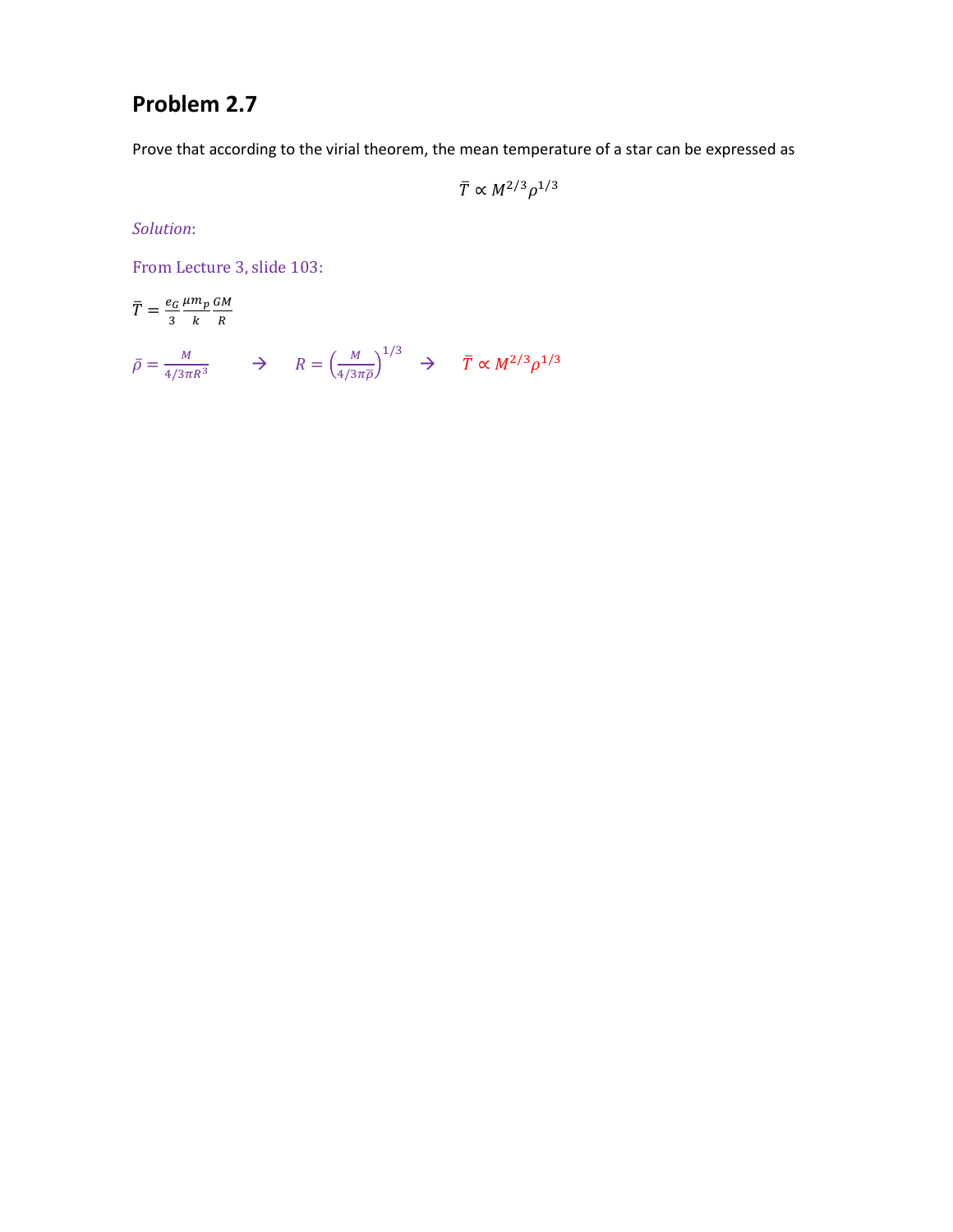## Problem 2.7

Prove that according to the virial theorem, the mean temperature of a star can be expressed as

$$\bar{T} \propto M^{2/3}\rho^{1/3}$$

*Solution*:

From Lecture 3, slide 103:

$\bar{T} = \frac{e_G}{3}\frac{\mu m_p}{k}\frac{GM}{R}$

$\bar{\rho} = \frac{M}{4/3\pi R^3}$ → $R = \left(\frac{M}{4/3\pi\bar{\rho}}\right)^{1/3}$ → $\bar{T} \propto M^{2/3}\rho^{1/3}$